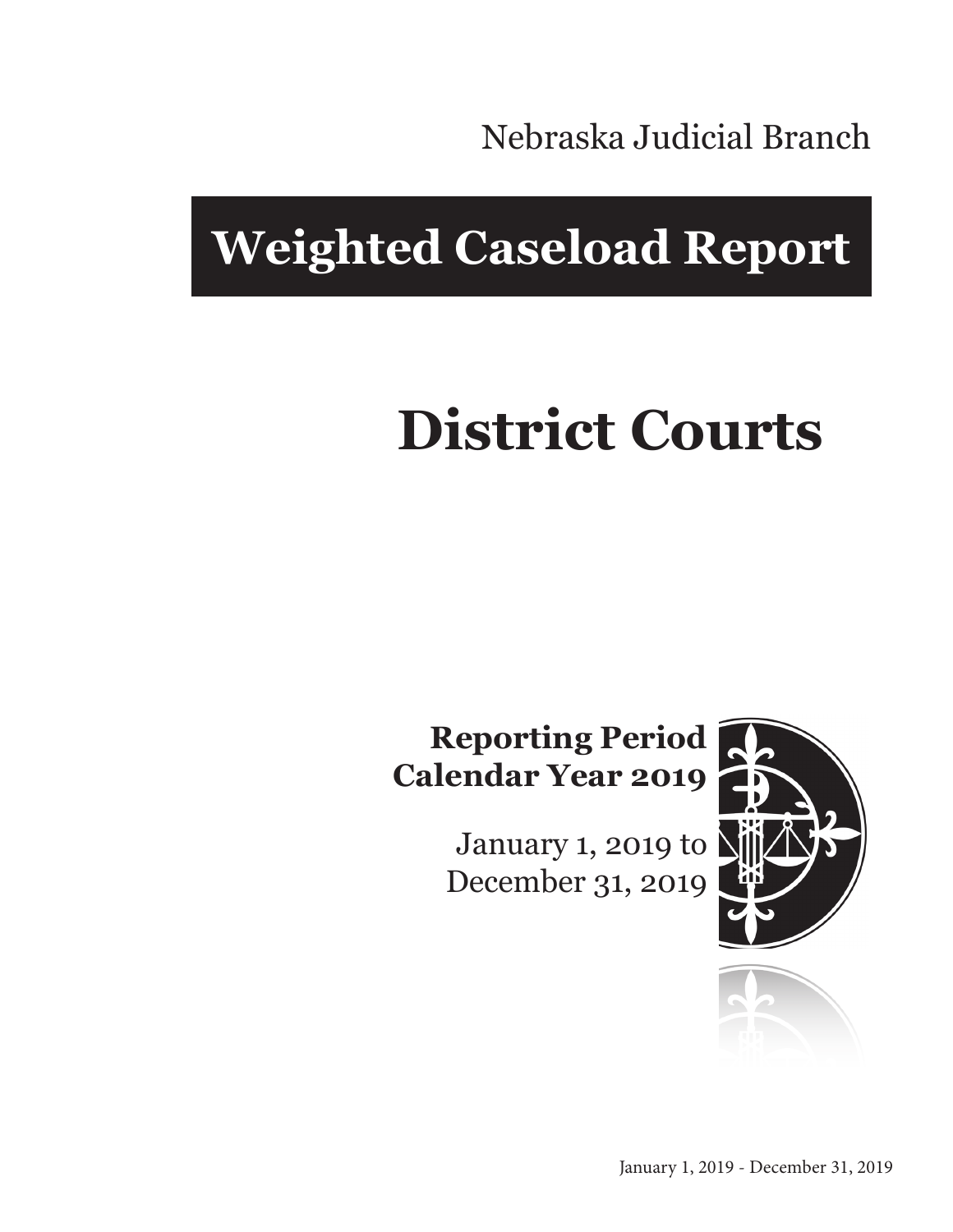Nebraska Judicial Branch

# Weighted Caseload Report

# District Courts

**Reporting Period**
**Calendar Year 2019**

January 1, 2019 to
December 31, 2019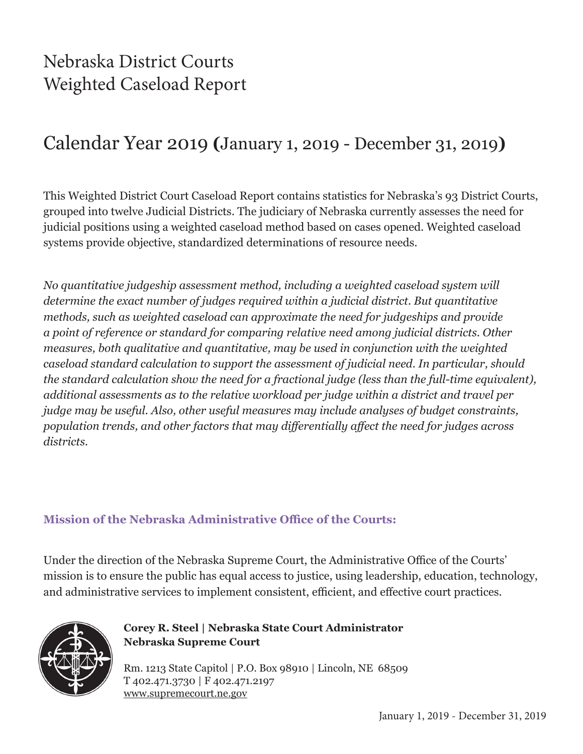# Nebraska District Courts
# Weighted Caseload Report

## Calendar Year 2019 (January 1, 2019 - December 31, 2019)

This Weighted District Court Caseload Report contains statistics for Nebraska's 93 District Courts, grouped into twelve Judicial Districts. The judiciary of Nebraska currently assesses the need for judicial positions using a weighted caseload method based on cases opened. Weighted caseload systems provide objective, standardized determinations of resource needs.

*No quantitative judgeship assessment method, including a weighted caseload system will determine the exact number of judges required within a judicial district. But quantitative methods, such as weighted caseload can approximate the need for judgeships and provide a point of reference or standard for comparing relative need among judicial districts. Other measures, both qualitative and quantitative, may be used in conjunction with the weighted caseload standard calculation to support the assessment of judicial need. In particular, should the standard calculation show the need for a fractional judge (less than the full-time equivalent), additional assessments as to the relative workload per judge within a district and travel per judge may be useful. Also, other useful measures may include analyses of budget constraints, population trends, and other factors that may differentially affect the need for judges across districts.*

### Mission of the Nebraska Administrative Office of the Courts:

Under the direction of the Nebraska Supreme Court, the Administrative Office of the Courts' mission is to ensure the public has equal access to justice, using leadership, education, technology, and administrative services to implement consistent, efficient, and effective court practices.

**Corey R. Steel | Nebraska State Court Administrator**
**Nebraska Supreme Court**

Rm. 1213 State Capitol | P.O. Box 98910 | Lincoln, NE 68509
T 402.471.3730 | F 402.471.2197
www.supremecourt.ne.gov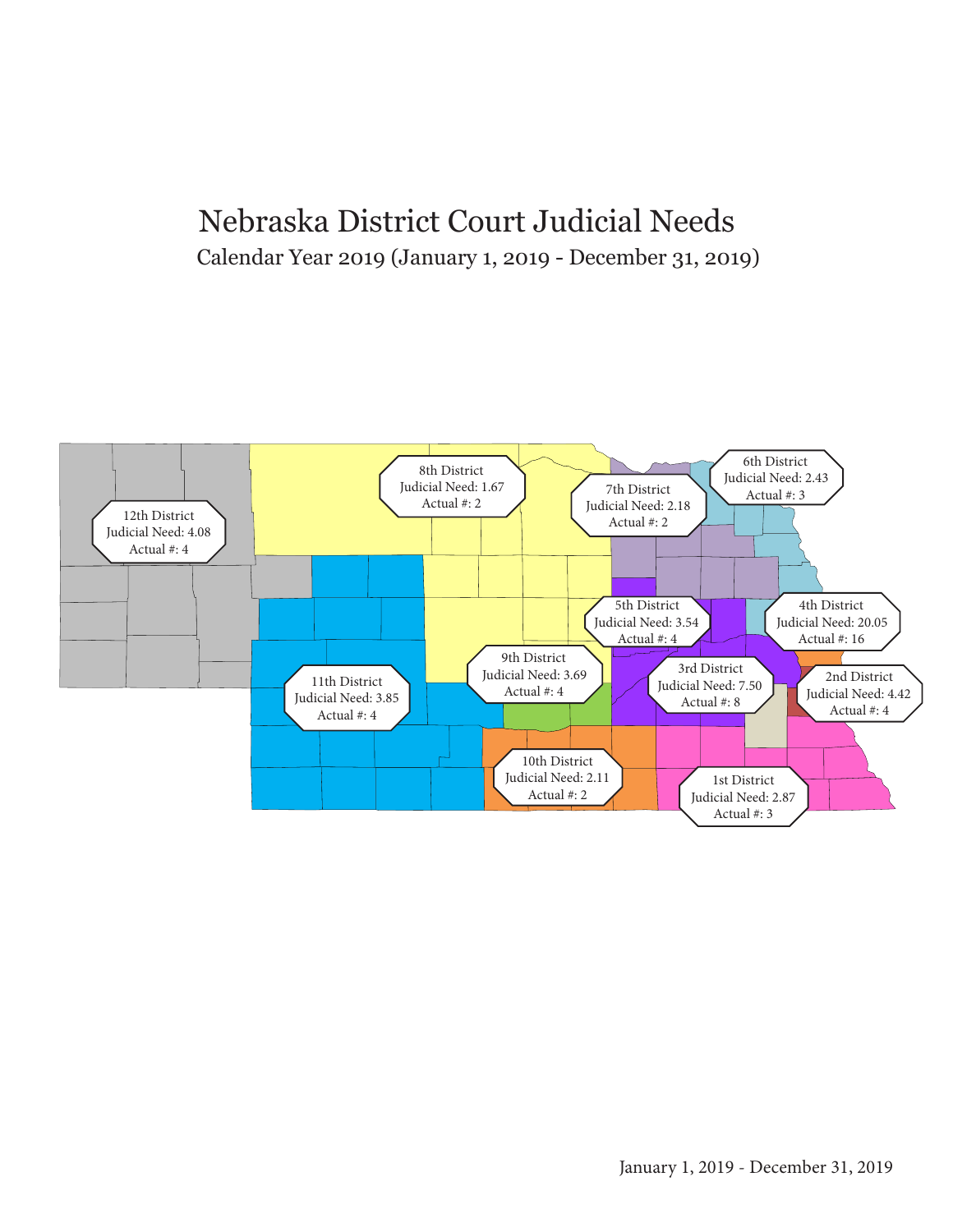# Nebraska District Court Judicial Needs

Calendar Year 2019 (January 1, 2019 - December 31, 2019)

12th District
Judicial Need: 4.08
Actual #: 4

8th District
Judicial Need: 1.67
Actual #: 2

7th District
Judicial Need: 2.18
Actual #: 2

6th District
Judicial Need: 2.43
Actual #: 3

5th District
Judicial Need: 3.54
Actual #: 4

4th District
Judicial Need: 20.05
Actual #: 16

9th District
Judicial Need: 3.69
Actual #: 4

3rd District
Judicial Need: 7.50
Actual #: 8

2nd District
Judicial Need: 4.42
Actual #: 4

11th District
Judicial Need: 3.85
Actual #: 4

10th District
Judicial Need: 2.11
Actual #: 2

1st District
Judicial Need: 2.87
Actual #: 3

January 1, 2019 - December 31, 2019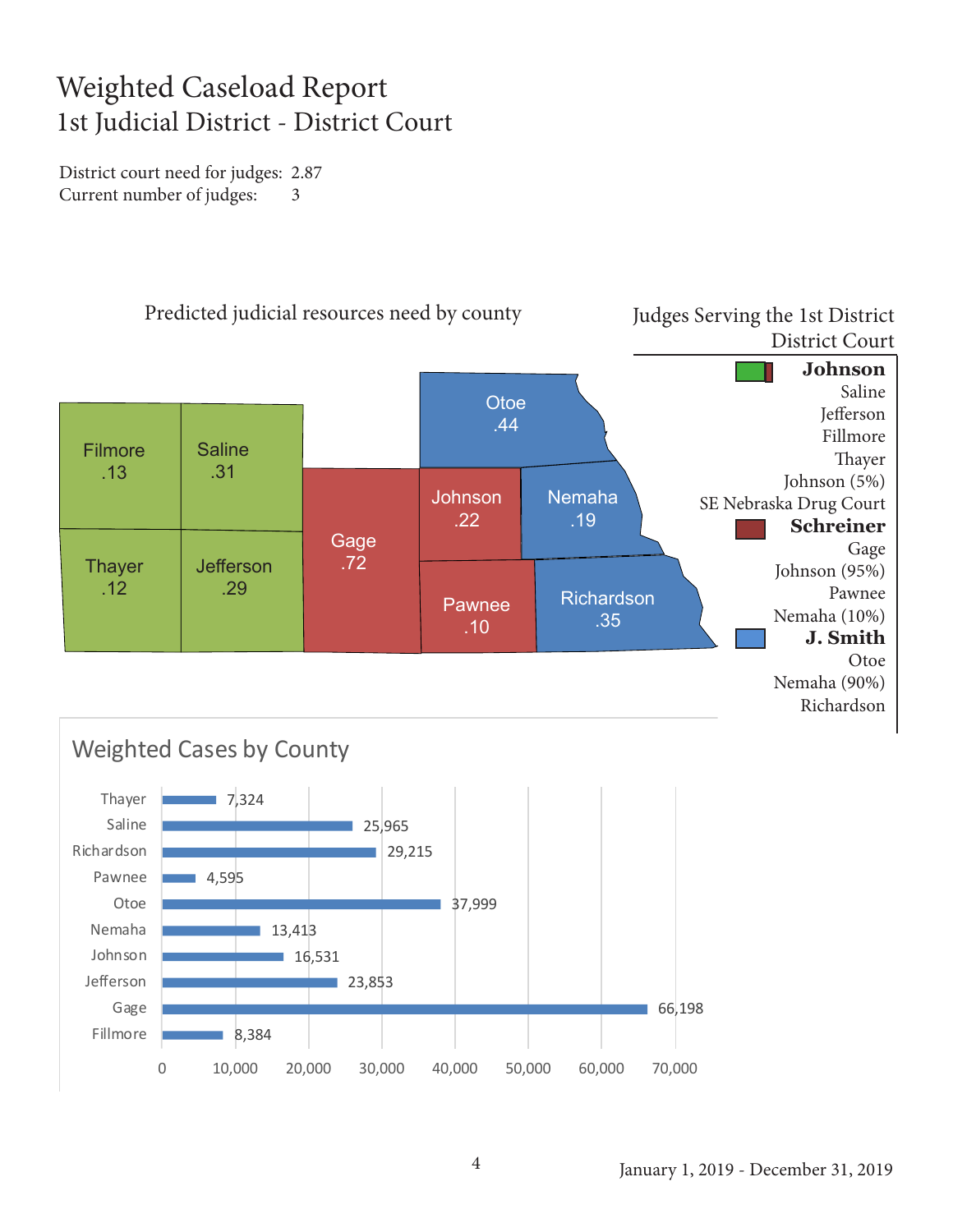# Weighted Caseload Report

## 1st Judicial District - District Court

District court need for judges: 2.87
Current number of judges: 3

### Predicted judicial resources need by county

| County | Need |
|---|---|
| Filmore | .13 |
| Saline | .31 |
| Thayer | .12 |
| Jefferson | .29 |
| Gage | .72 |
| Otoe | .44 |
| Johnson | .22 |
| Nemaha | .19 |
| Pawnee | .10 |
| Richardson | .35 |

### Judges Serving the 1st District District Court

**Johnson**
- Saline
- Jefferson
- Fillmore
- Thayer
- Johnson (5%)
- SE Nebraska Drug Court

**Schreiner**
- Gage
- Johnson (95%)
- Pawnee
- Nemaha (10%)

**J. Smith**
- Otoe
- Nemaha (90%)
- Richardson

### Weighted Cases by County

| County | Weighted Cases |
|---|---|
| Thayer | 7,324 |
| Saline | 25,965 |
| Richardson | 29,215 |
| Pawnee | 4,595 |
| Otoe | 37,999 |
| Nemaha | 13,413 |
| Johnson | 16,531 |
| Jefferson | 23,853 |
| Gage | 66,198 |
| Fillmore | 8,384 |

January 1, 2019 - December 31, 2019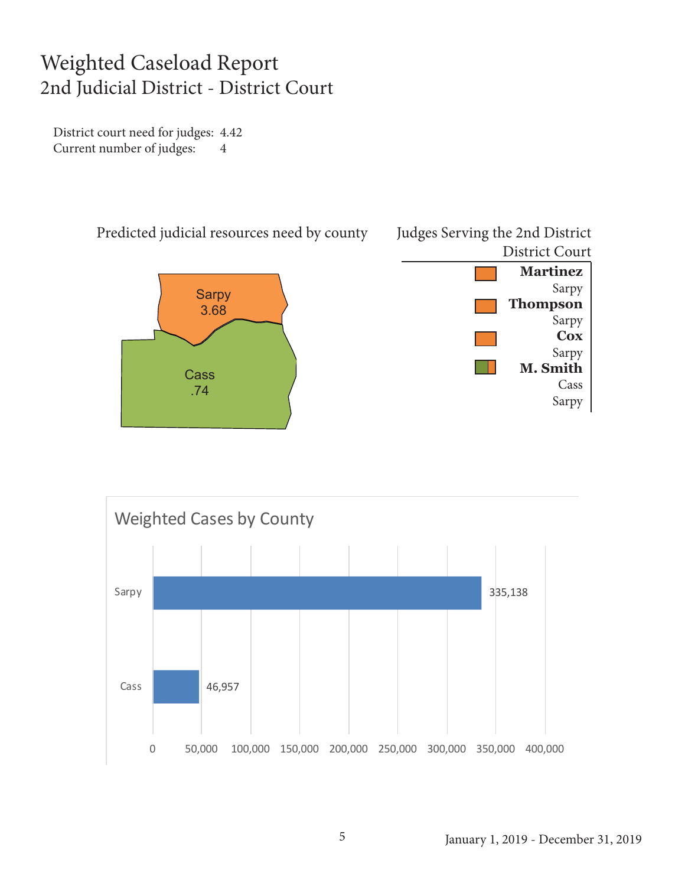# Weighted Caseload Report
## 2nd Judicial District - District Court

District court need for judges: 4.42
Current number of judges: 4

Predicted judicial resources need by county

Sarpy 3.68

Cass .74

Judges Serving the 2nd District District Court

**Martinez**
Sarpy

**Thompson**
Sarpy

**Cox**
Sarpy

**M. Smith**
Cass
Sarpy

Weighted Cases by County

| County | Weighted Cases |
| --- | --- |
| Sarpy | 335,138 |
| Cass | 46,957 |

January 1, 2019 - December 31, 2019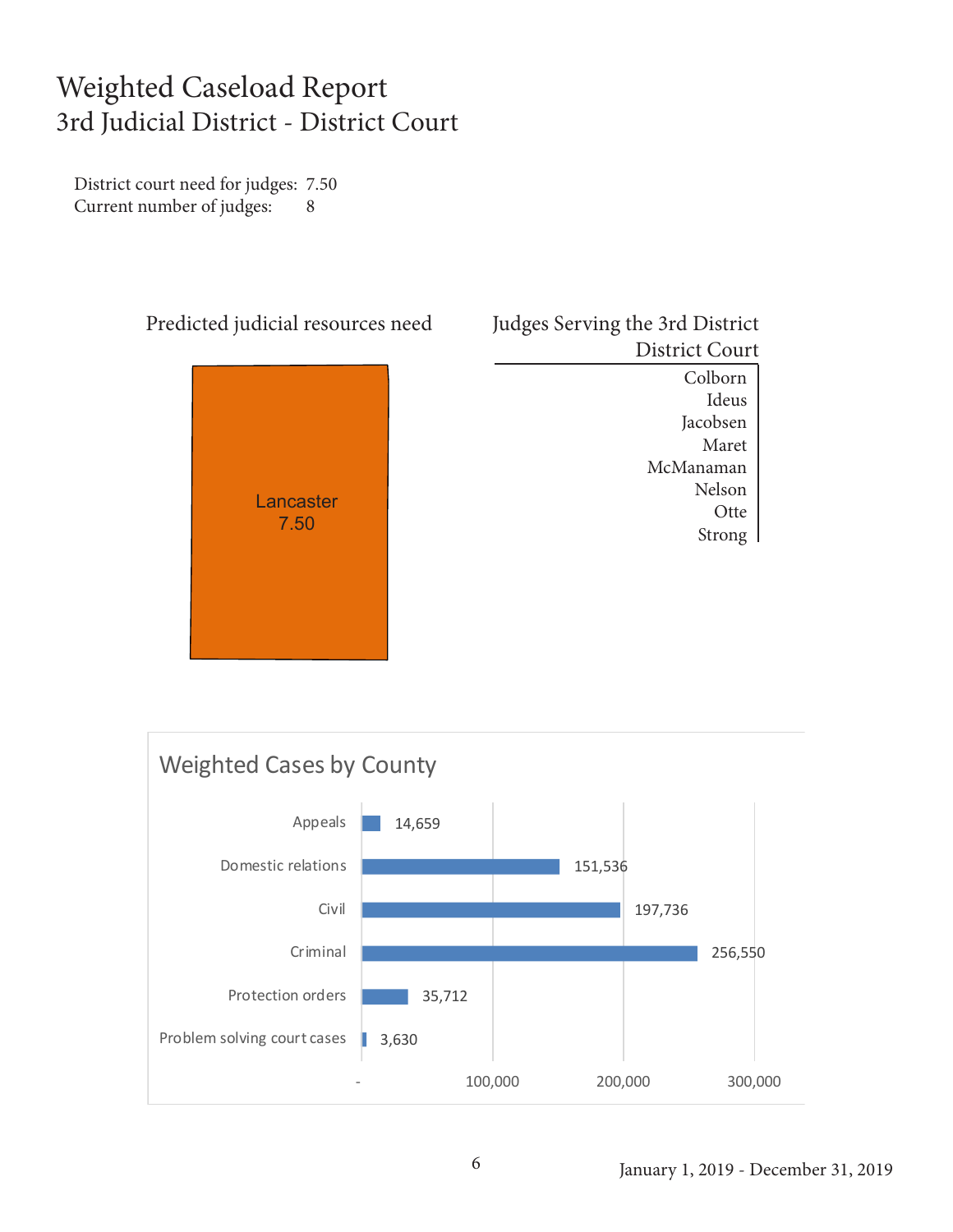# Weighted Caseload Report
## 3rd Judicial District - District Court

District court need for judges: 7.50
Current number of judges: 8

### Predicted judicial resources need

Lancaster
7.50

### Judges Serving the 3rd District District Court

- Colborn
- Ideus
- Jacobsen
- Maret
- McManaman
- Nelson
- Otte
- Strong

### Weighted Cases by County

| Case Type | Weighted Cases |
|---|---|
| Appeals | 14,659 |
| Domestic relations | 151,536 |
| Civil | 197,736 |
| Criminal | 256,550 |
| Protection orders | 35,712 |
| Problem solving court cases | 3,630 |

January 1, 2019 - December 31, 2019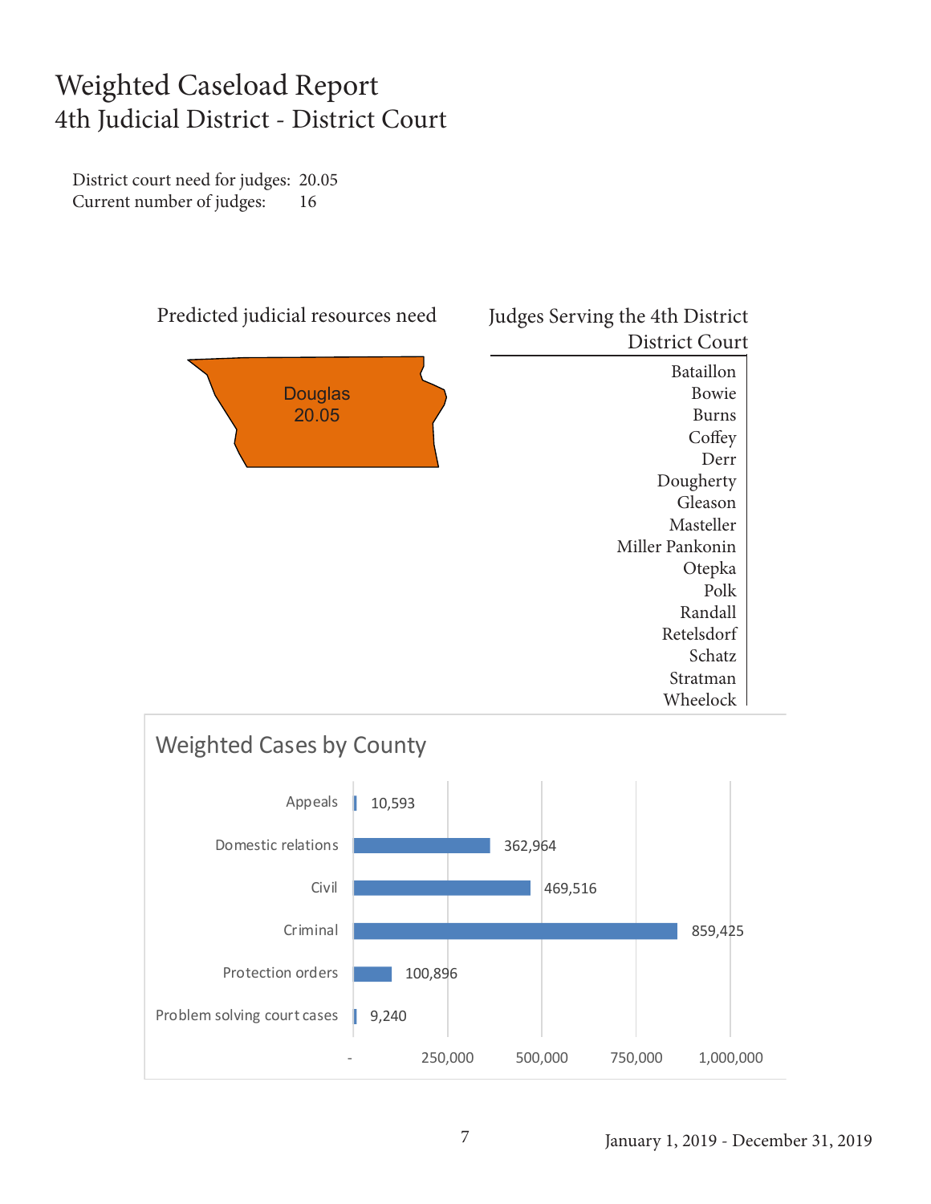# Weighted Caseload Report
## 4th Judicial District - District Court

District court need for judges: 20.05
Current number of judges: 16

### Predicted judicial resources need

Douglas
20.05

### Judges Serving the 4th District District Court

Bataillon
Bowie
Burns
Coffey
Derr
Dougherty
Gleason
Masteller
Miller Pankonin
Otepka
Polk
Randall
Retelsdorf
Schatz
Stratman
Wheelock

### Weighted Cases by County

| Case Type | Weighted Cases |
|---|---|
| Appeals | 10,593 |
| Domestic relations | 362,964 |
| Civil | 469,516 |
| Criminal | 859,425 |
| Protection orders | 100,896 |
| Problem solving court cases | 9,240 |

January 1, 2019 - December 31, 2019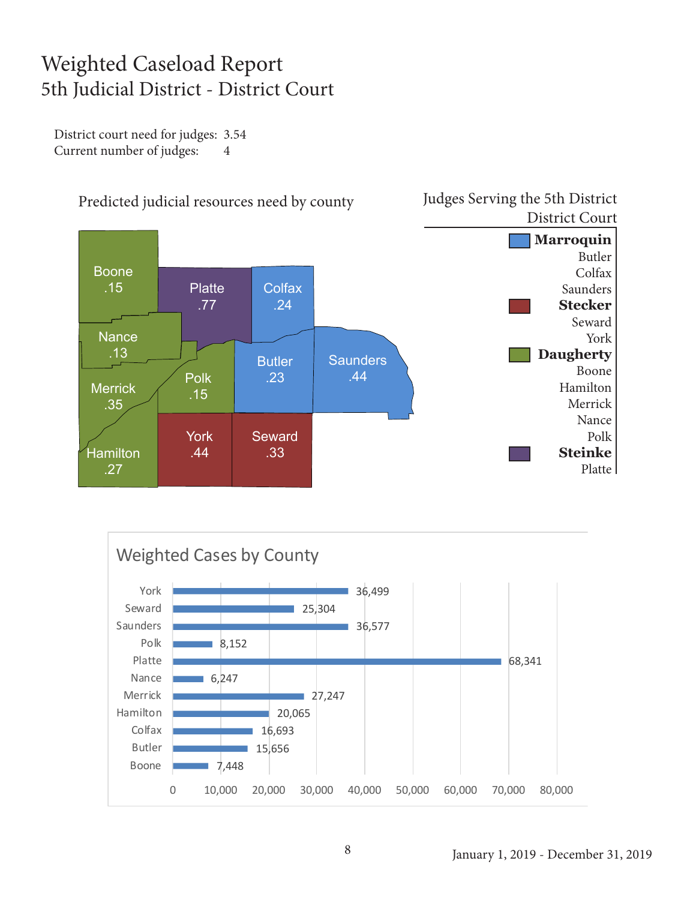# Weighted Caseload Report
## 5th Judicial District - District Court

District court need for judges: 3.54
Current number of judges: 4

### Predicted judicial resources need by county

| County | Need |
|---|---|
| Boone | .15 |
| Platte | .77 |
| Colfax | .24 |
| Nance | .13 |
| Merrick | .35 |
| Polk | .15 |
| Butler | .23 |
| Saunders | .44 |
| Hamilton | .27 |
| York | .44 |
| Seward | .33 |

### Judges Serving the 5th District District Court

**Marroquin**
Butler
Colfax
Saunders

**Stecker**
Seward
York

**Daugherty**
Boone
Hamilton
Merrick
Nance
Polk

**Steinke**
Platte

### Weighted Cases by County

| County | Weighted Cases |
|---|---|
| York | 36,499 |
| Seward | 25,304 |
| Saunders | 36,577 |
| Polk | 8,152 |
| Platte | 68,341 |
| Nance | 6,247 |
| Merrick | 27,247 |
| Hamilton | 20,065 |
| Colfax | 16,693 |
| Butler | 15,656 |
| Boone | 7,448 |

January 1, 2019 - December 31, 2019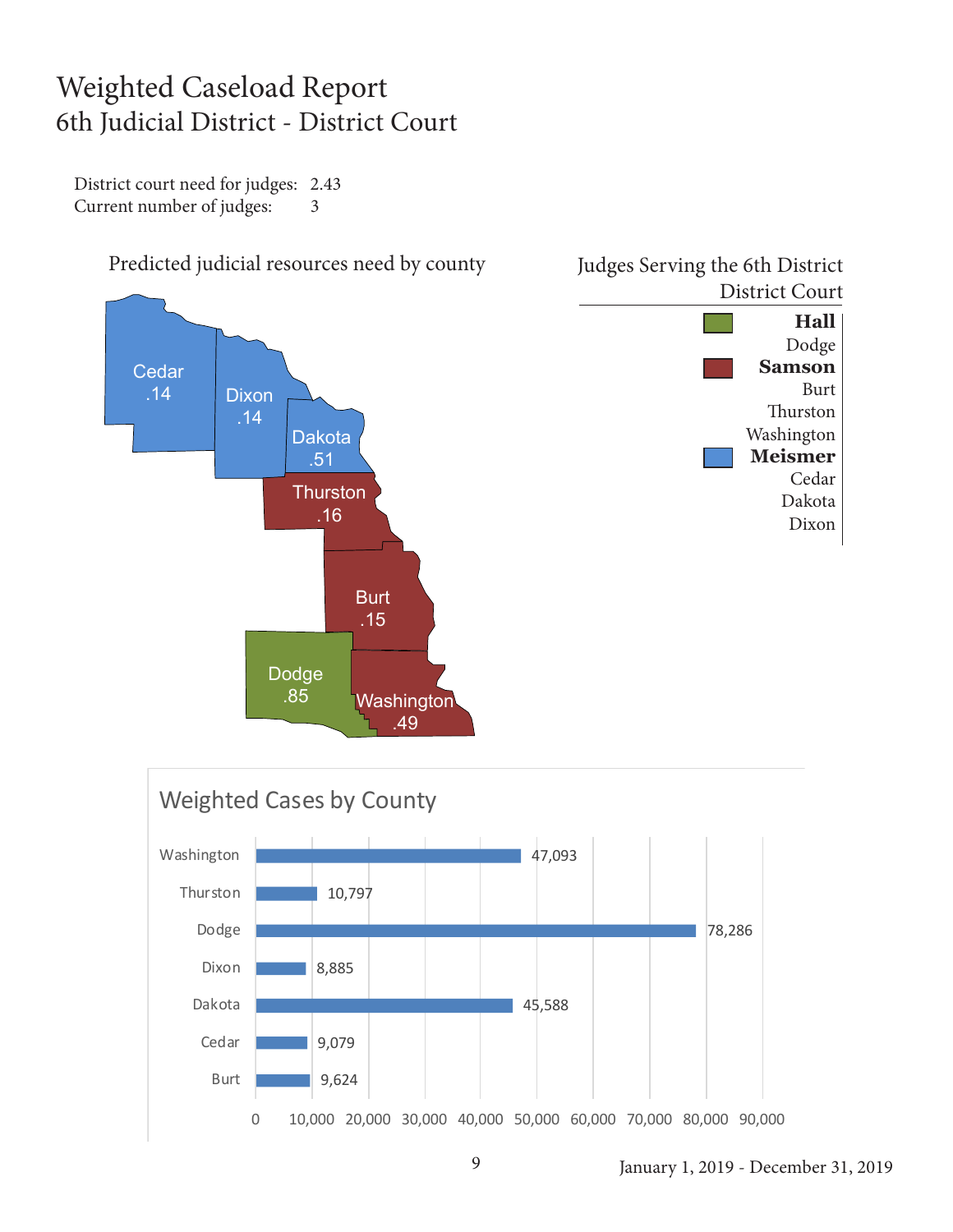# Weighted Caseload Report

## 6th Judicial District - District Court

District court need for judges: 2.43
Current number of judges: 3

### Predicted judicial resources need by county

| County | Need |
|---|---|
| Cedar | .14 |
| Dixon | .14 |
| Dakota | .51 |
| Thurston | .16 |
| Burt | .15 |
| Dodge | .85 |
| Washington | .49 |

### Judges Serving the 6th District District Court

**Hall**
- Dodge

**Samson**
- Burt
- Thurston
- Washington

**Meismer**
- Cedar
- Dakota
- Dixon

### Weighted Cases by County

| County | Weighted Cases |
|---|---|
| Washington | 47,093 |
| Thurston | 10,797 |
| Dodge | 78,286 |
| Dixon | 8,885 |
| Dakota | 45,588 |
| Cedar | 9,079 |
| Burt | 9,624 |

January 1, 2019 - December 31, 2019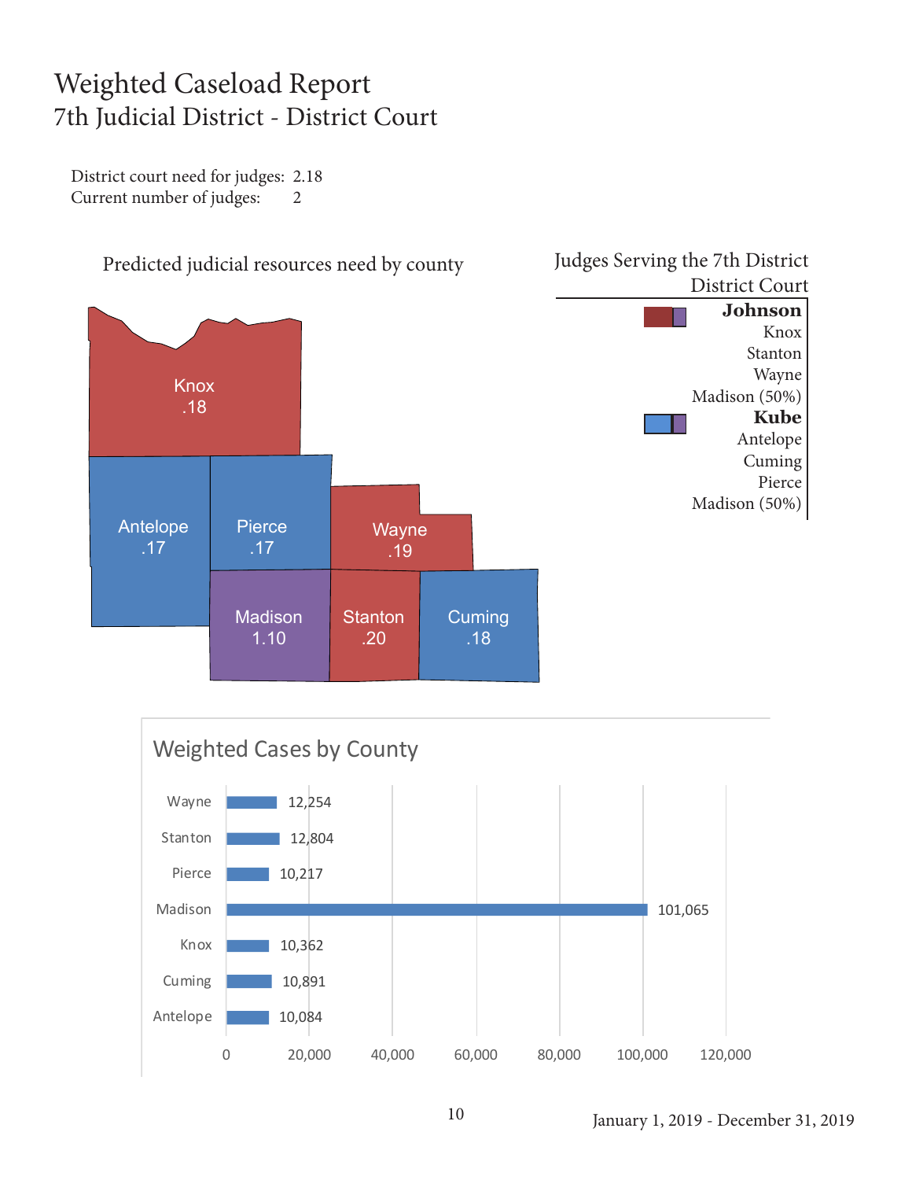# Weighted Caseload Report

## 7th Judicial District - District Court

District court need for judges: 2.18
Current number of judges: 2

### Predicted judicial resources need by county

| County | Need |
| --- | --- |
| Knox | .18 |
| Antelope | .17 |
| Pierce | .17 |
| Wayne | .19 |
| Madison | 1.10 |
| Stanton | .20 |
| Cuming | .18 |

### Judges Serving the 7th District District Court

**Johnson**
Knox
Stanton
Wayne
Madison (50%)

**Kube**
Antelope
Cuming
Pierce
Madison (50%)

### Weighted Cases by County

| County | Weighted Cases |
| --- | --- |
| Wayne | 12,254 |
| Stanton | 12,804 |
| Pierce | 10,217 |
| Madison | 101,065 |
| Knox | 10,362 |
| Cuming | 10,891 |
| Antelope | 10,084 |

January 1, 2019 - December 31, 2019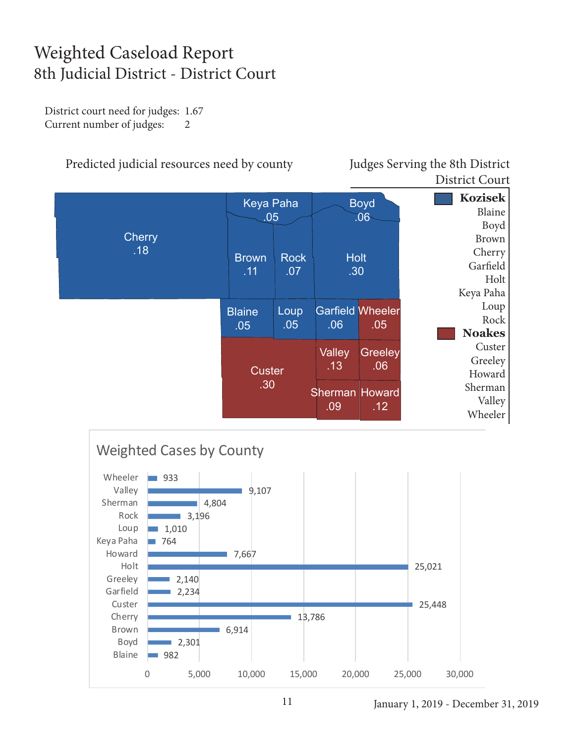# Weighted Caseload Report
## 8th Judicial District - District Court

District court need for judges: 1.67
Current number of judges: 2

### Predicted judicial resources need by county

| County | Need |
|---|---|
| Cherry | .18 |
| Keya Paha | .05 |
| Boyd | .06 |
| Brown | .11 |
| Rock | .07 |
| Holt | .30 |
| Blaine | .05 |
| Loup | .05 |
| Garfield | .06 |
| Wheeler | .05 |
| Valley | .13 |
| Greeley | .06 |
| Custer | .30 |
| Sherman | .09 |
| Howard | .12 |

### Judges Serving the 8th District District Court

**Kozisek**
Blaine
Boyd
Brown
Cherry
Garfield
Holt
Keya Paha
Loup
Rock

**Noakes**
Custer
Greeley
Howard
Sherman
Valley
Wheeler

### Weighted Cases by County

| County | Weighted Cases |
|---|---|
| Wheeler | 933 |
| Valley | 9,107 |
| Sherman | 4,804 |
| Rock | 3,196 |
| Loup | 1,010 |
| Keya Paha | 764 |
| Howard | 7,667 |
| Holt | 25,021 |
| Greeley | 2,140 |
| Garfield | 2,234 |
| Custer | 25,448 |
| Cherry | 13,786 |
| Brown | 6,914 |
| Boyd | 2,301 |
| Blaine | 982 |

January 1, 2019 - December 31, 2019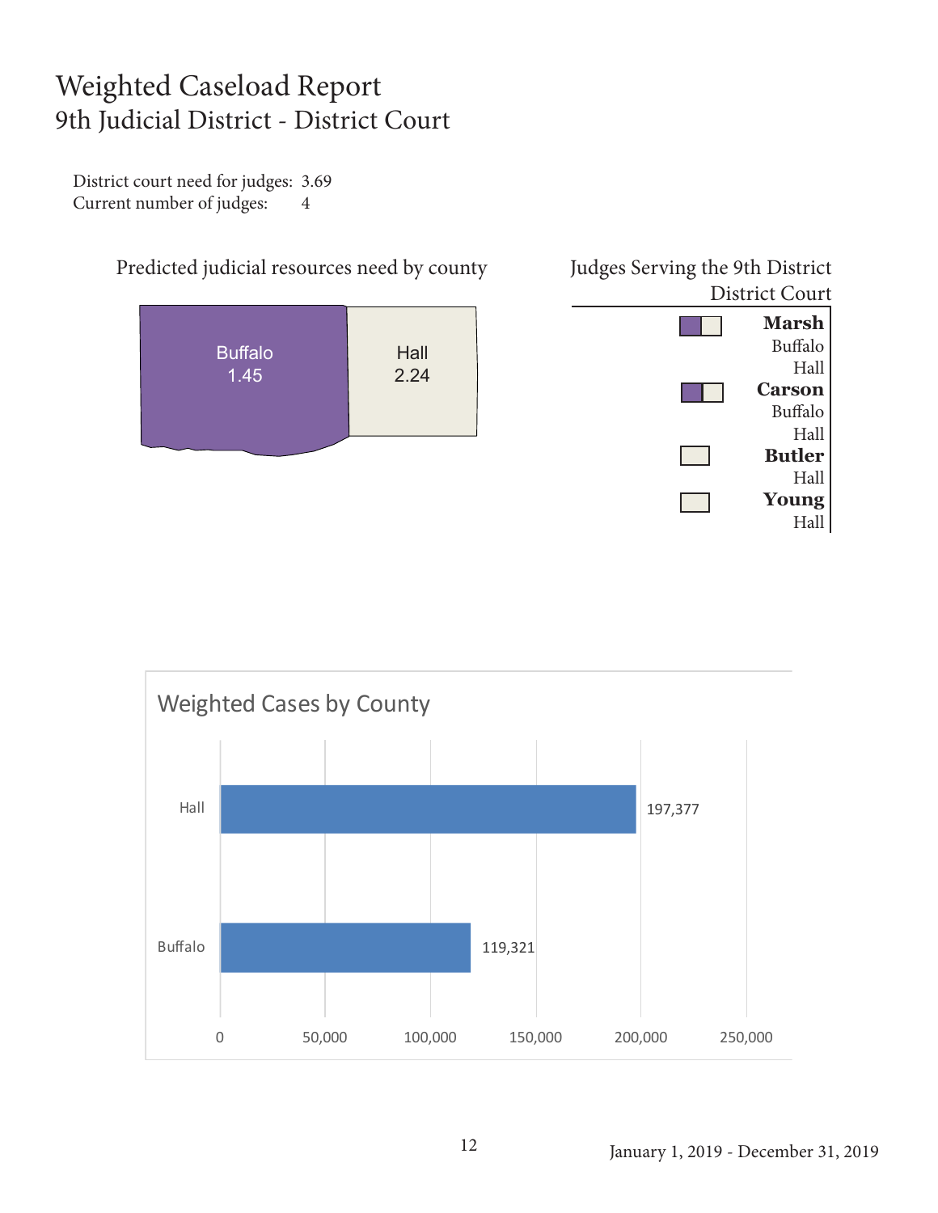# Weighted Caseload Report

## 9th Judicial District - District Court

District court need for judges: 3.69
Current number of judges: 4

### Predicted judicial resources need by county

| County | Need |
|---|---|
| Buffalo | 1.45 |
| Hall | 2.24 |

### Judges Serving the 9th District District Court

**Marsh**
Buffalo
Hall

**Carson**
Buffalo
Hall

**Butler**
Hall

**Young**
Hall

### Weighted Cases by County

| County | Weighted Cases |
|---|---|
| Hall | 197,377 |
| Buffalo | 119,321 |

January 1, 2019 - December 31, 2019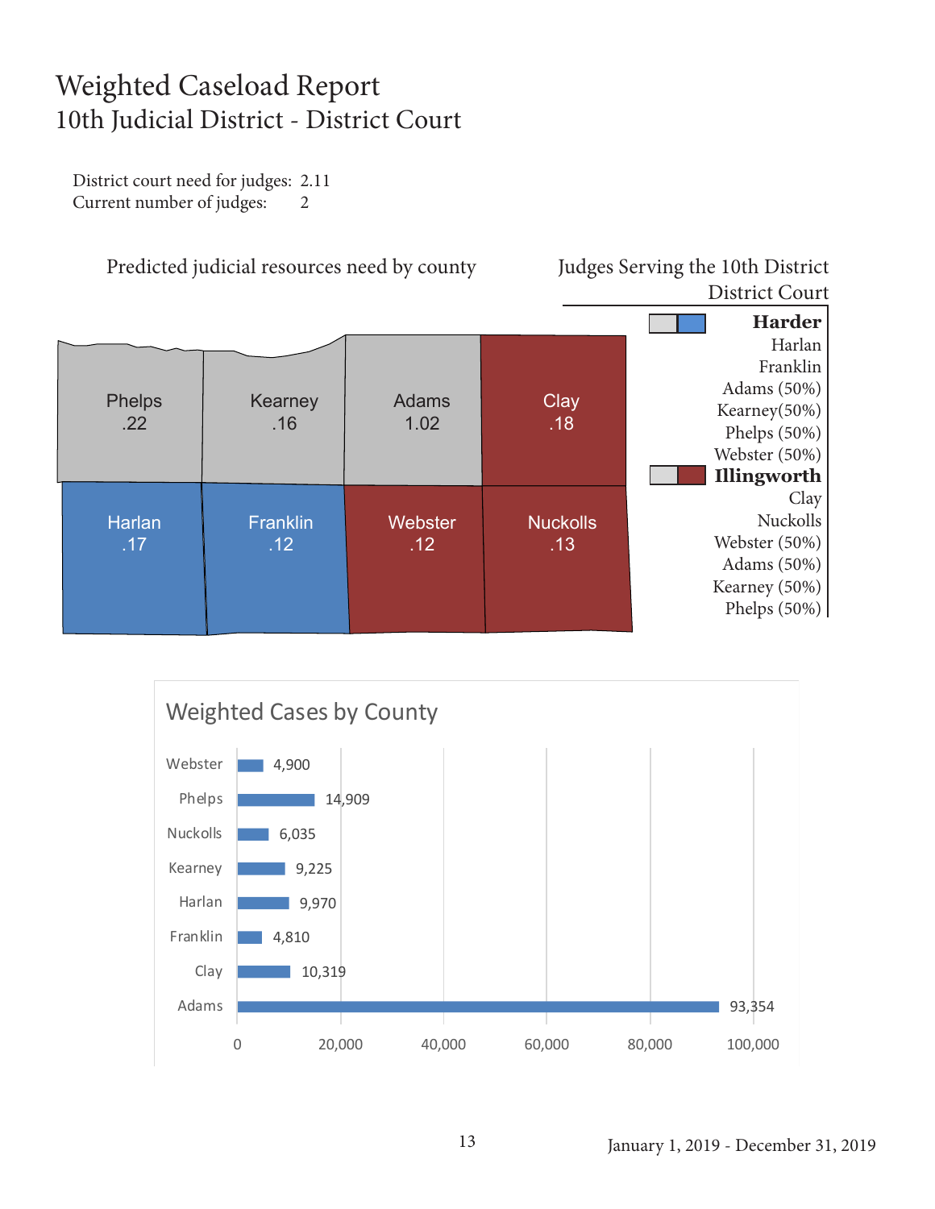# Weighted Caseload Report
## 10th Judicial District - District Court

District court need for judges: 2.11
Current number of judges: 2

### Predicted judicial resources need by county

| County | Need |
|---|---|
| Phelps | .22 |
| Kearney | .16 |
| Adams | 1.02 |
| Clay | .18 |
| Harlan | .17 |
| Franklin | .12 |
| Webster | .12 |
| Nuckolls | .13 |

### Judges Serving the 10th District District Court

**Harder**
Harlan
Franklin
Adams (50%)
Kearney(50%)
Phelps (50%)
Webster (50%)

**Illingworth**
Clay
Nuckolls
Webster (50%)
Adams (50%)
Kearney (50%)
Phelps (50%)

### Weighted Cases by County

| County | Weighted Cases |
|---|---|
| Webster | 4,900 |
| Phelps | 14,909 |
| Nuckolls | 6,035 |
| Kearney | 9,225 |
| Harlan | 9,970 |
| Franklin | 4,810 |
| Clay | 10,319 |
| Adams | 93,354 |

January 1, 2019 - December 31, 2019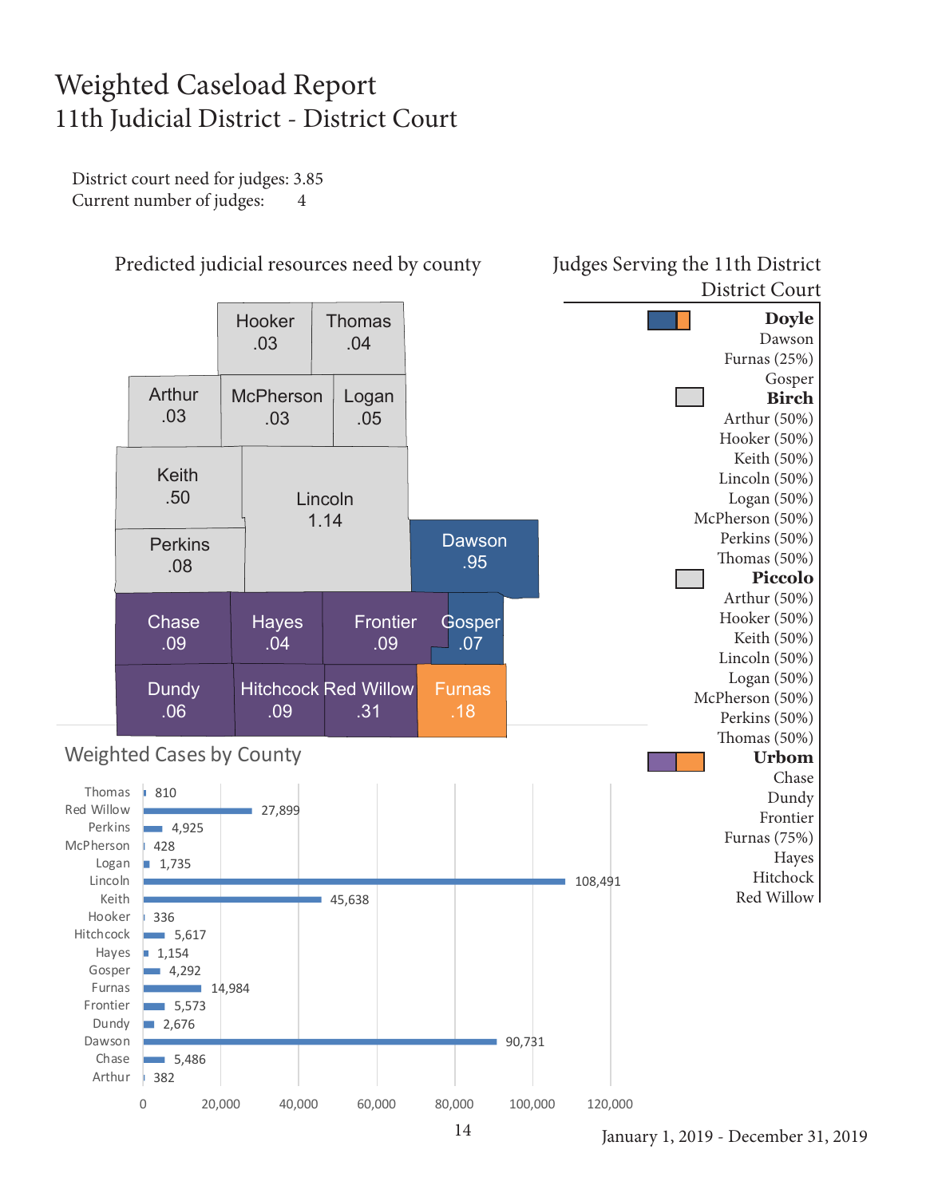# Weighted Caseload Report

## 11th Judicial District - District Court

District court need for judges: 3.85
Current number of judges: 4

### Predicted judicial resources need by county

| County | Need |
|---|---|
| Hooker | .03 |
| Thomas | .04 |
| Arthur | .03 |
| McPherson | .03 |
| Logan | .05 |
| Keith | .50 |
| Lincoln | 1.14 |
| Perkins | .08 |
| Dawson | .95 |
| Chase | .09 |
| Hayes | .04 |
| Frontier | .09 |
| Gosper | .07 |
| Dundy | .06 |
| Hitchcock | .09 |
| Red Willow | .31 |
| Furnas | .18 |

### Judges Serving the 11th District District Court

**Doyle**
Dawson
Furnas (25%)
Gosper

**Birch**
Arthur (50%)
Hooker (50%)
Keith (50%)
Lincoln (50%)
Logan (50%)
McPherson (50%)
Perkins (50%)
Thomas (50%)

**Piccolo**
Arthur (50%)
Hooker (50%)
Keith (50%)
Lincoln (50%)
Logan (50%)
McPherson (50%)
Perkins (50%)
Thomas (50%)

**Urbom**
Chase
Dundy
Frontier
Furnas (75%)
Hayes
Hitchcock
Red Willow

### Weighted Cases by County

| County | Weighted Cases |
|---|---|
| Thomas | 810 |
| Red Willow | 27,899 |
| Perkins | 4,925 |
| McPherson | 428 |
| Logan | 1,735 |
| Lincoln | 108,491 |
| Keith | 45,638 |
| Hooker | 336 |
| Hitchcock | 5,617 |
| Hayes | 1,154 |
| Gosper | 4,292 |
| Furnas | 14,984 |
| Frontier | 5,573 |
| Dundy | 2,676 |
| Dawson | 90,731 |
| Chase | 5,486 |
| Arthur | 382 |

January 1, 2019 - December 31, 2019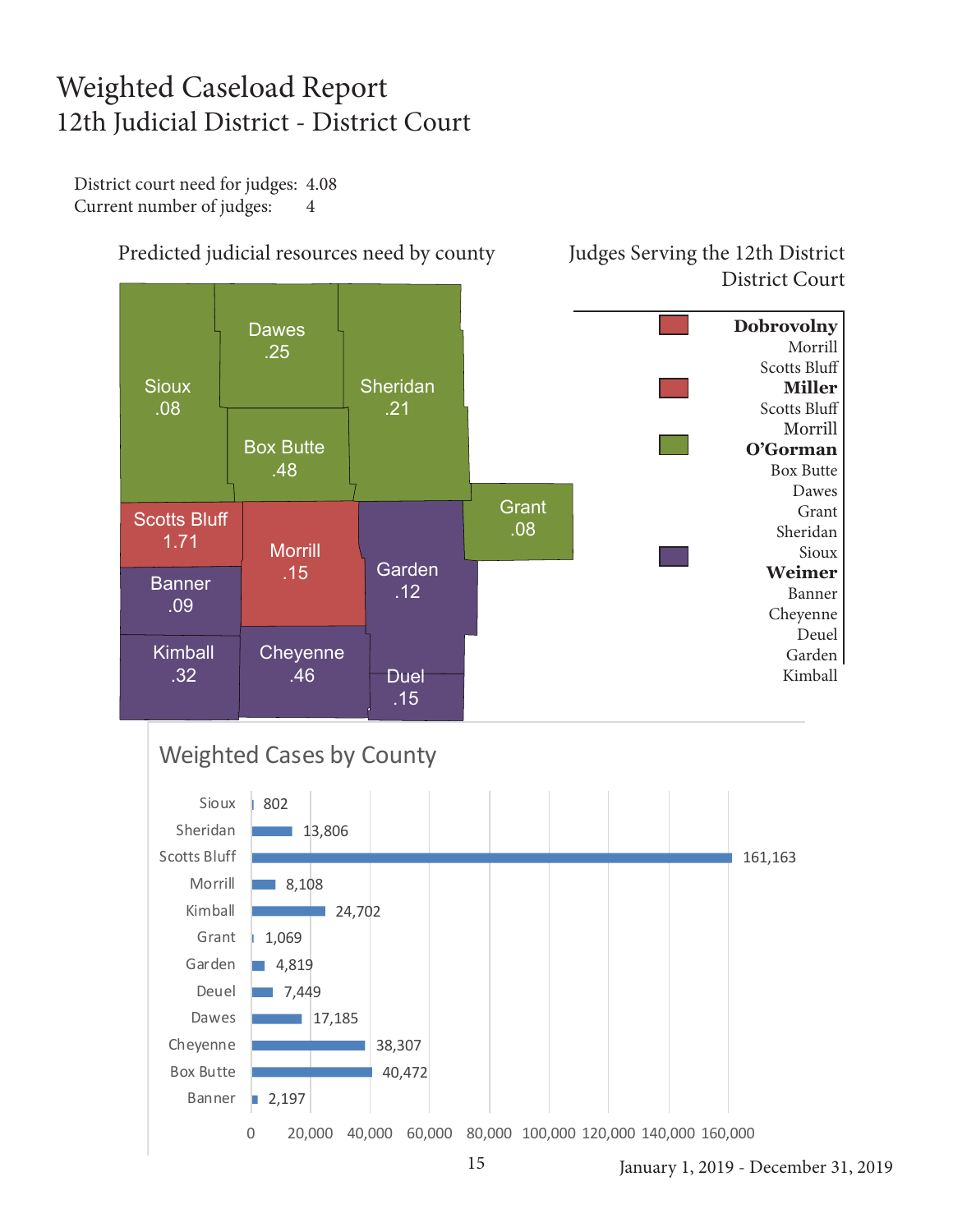# Weighted Caseload Report

## 12th Judicial District - District Court

District court need for judges: 4.08
Current number of judges: 4

### Predicted judicial resources need by county

Dawes .25
Sioux .08
Sheridan .21
Box Butte .48
Scotts Bluff 1.71
Morrill .15
Grant .08
Garden .12
Banner .09
Kimball .32
Cheyenne .46
Duel .15

### Judges Serving the 12th District District Court

**Dobrovolny**
Morrill
Scotts Bluff

**Miller**
Scotts Bluff
Morrill

**O'Gorman**
Box Butte
Dawes
Grant
Sheridan
Sioux

**Weimer**
Banner
Cheyenne
Deuel
Garden
Kimball

### Weighted Cases by County

Sioux 802
Sheridan 13,806
Scotts Bluff 161,163
Morrill 8,108
Kimball 24,702
Grant 1,069
Garden 4,819
Deuel 7,449
Dawes 17,185
Cheyenne 38,307
Box Butte 40,472
Banner 2,197

0 20,000 40,000 60,000 80,000 100,000 120,000 140,000 160,000

January 1, 2019 - December 31, 2019